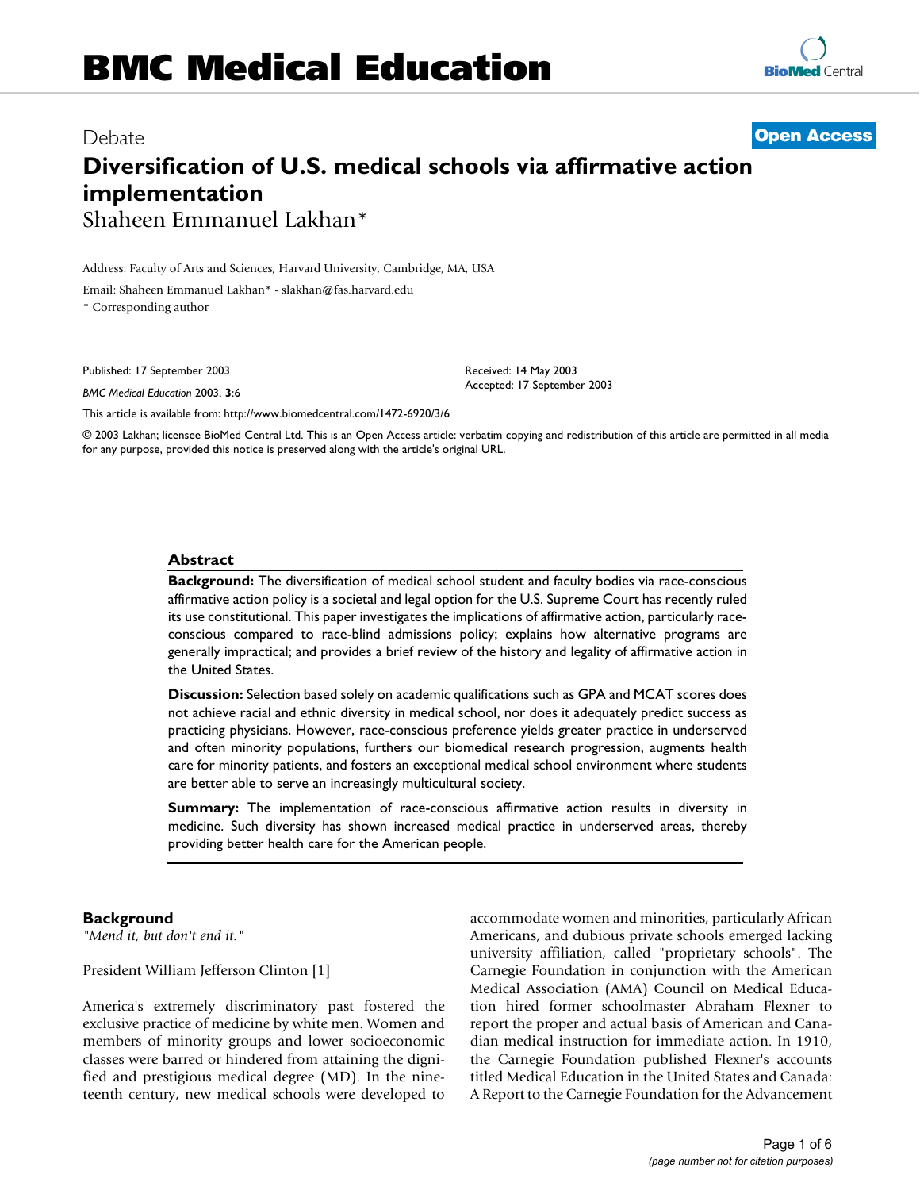# BMC Medical Education

Debate **Open Access**

# Diversification of U.S. medical schools via affirmative action implementation

Shaheen Emmanuel Lakhan*

Address: Faculty of Arts and Sciences, Harvard University, Cambridge, MA, USA

Email: Shaheen Emmanuel Lakhan* - slakhan@fas.harvard.edu

* Corresponding author

Published: 17 September 2003

*BMC Medical Education* 2003, **3**:6

Received: 14 May 2003
Accepted: 17 September 2003

This article is available from: http://www.biomedcentral.com/1472-6920/3/6

© 2003 Lakhan; licensee BioMed Central Ltd. This is an Open Access article: verbatim copying and redistribution of this article are permitted in all media for any purpose, provided this notice is preserved along with the article's original URL.

## Abstract

**Background:** The diversification of medical school student and faculty bodies via race-conscious affirmative action policy is a societal and legal option for the U.S. Supreme Court has recently ruled its use constitutional. This paper investigates the implications of affirmative action, particularly race-conscious compared to race-blind admissions policy; explains how alternative programs are generally impractical; and provides a brief review of the history and legality of affirmative action in the United States.

**Discussion:** Selection based solely on academic qualifications such as GPA and MCAT scores does not achieve racial and ethnic diversity in medical school, nor does it adequately predict success as practicing physicians. However, race-conscious preference yields greater practice in underserved and often minority populations, furthers our biomedical research progression, augments health care for minority patients, and fosters an exceptional medical school environment where students are better able to serve an increasingly multicultural society.

**Summary:** The implementation of race-conscious affirmative action results in diversity in medicine. Such diversity has shown increased medical practice in underserved areas, thereby providing better health care for the American people.

## Background

*"Mend it, but don't end it."*

President William Jefferson Clinton [1]

America's extremely discriminatory past fostered the exclusive practice of medicine by white men. Women and members of minority groups and lower socioeconomic classes were barred or hindered from attaining the dignified and prestigious medical degree (MD). In the nineteenth century, new medical schools were developed to accommodate women and minorities, particularly African Americans, and dubious private schools emerged lacking university affiliation, called "proprietary schools". The Carnegie Foundation in conjunction with the American Medical Association (AMA) Council on Medical Education hired former schoolmaster Abraham Flexner to report the proper and actual basis of American and Canadian medical instruction for immediate action. In 1910, the Carnegie Foundation published Flexner's accounts titled Medical Education in the United States and Canada: A Report to the Carnegie Foundation for the Advancement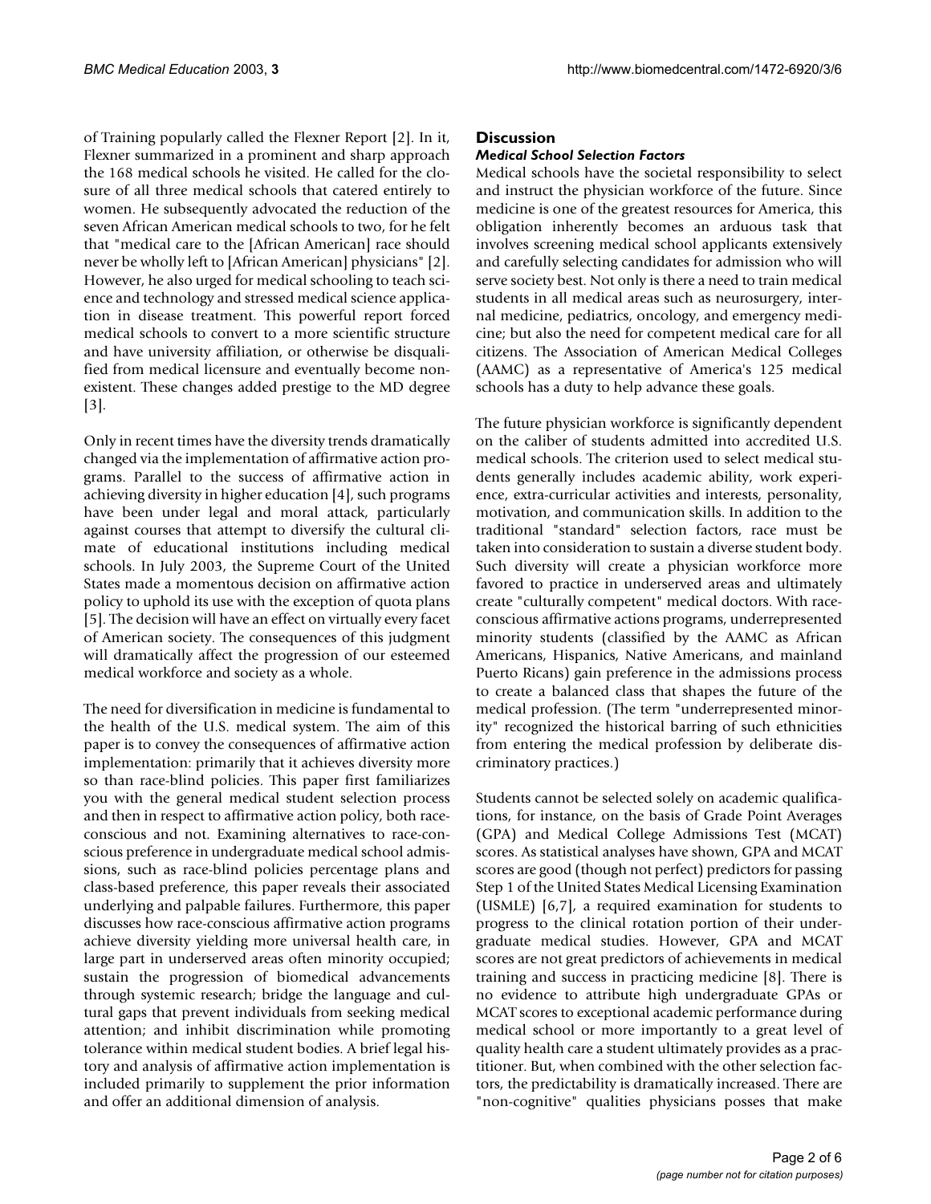of Training popularly called the Flexner Report [2]. In it, Flexner summarized in a prominent and sharp approach the 168 medical schools he visited. He called for the closure of all three medical schools that catered entirely to women. He subsequently advocated the reduction of the seven African American medical schools to two, for he felt that "medical care to the [African American] race should never be wholly left to [African American] physicians" [2]. However, he also urged for medical schooling to teach science and technology and stressed medical science application in disease treatment. This powerful report forced medical schools to convert to a more scientific structure and have university affiliation, or otherwise be disqualified from medical licensure and eventually become nonexistent. These changes added prestige to the MD degree [3].

Only in recent times have the diversity trends dramatically changed via the implementation of affirmative action programs. Parallel to the success of affirmative action in achieving diversity in higher education [4], such programs have been under legal and moral attack, particularly against courses that attempt to diversify the cultural climate of educational institutions including medical schools. In July 2003, the Supreme Court of the United States made a momentous decision on affirmative action policy to uphold its use with the exception of quota plans [5]. The decision will have an effect on virtually every facet of American society. The consequences of this judgment will dramatically affect the progression of our esteemed medical workforce and society as a whole.

The need for diversification in medicine is fundamental to the health of the U.S. medical system. The aim of this paper is to convey the consequences of affirmative action implementation: primarily that it achieves diversity more so than race-blind policies. This paper first familiarizes you with the general medical student selection process and then in respect to affirmative action policy, both race-conscious and not. Examining alternatives to race-conscious preference in undergraduate medical school admissions, such as race-blind policies percentage plans and class-based preference, this paper reveals their associated underlying and palpable failures. Furthermore, this paper discusses how race-conscious affirmative action programs achieve diversity yielding more universal health care, in large part in underserved areas often minority occupied; sustain the progression of biomedical advancements through systemic research; bridge the language and cultural gaps that prevent individuals from seeking medical attention; and inhibit discrimination while promoting tolerance within medical student bodies. A brief legal history and analysis of affirmative action implementation is included primarily to supplement the prior information and offer an additional dimension of analysis.

## Discussion

### *Medical School Selection Factors*

Medical schools have the societal responsibility to select and instruct the physician workforce of the future. Since medicine is one of the greatest resources for America, this obligation inherently becomes an arduous task that involves screening medical school applicants extensively and carefully selecting candidates for admission who will serve society best. Not only is there a need to train medical students in all medical areas such as neurosurgery, internal medicine, pediatrics, oncology, and emergency medicine; but also the need for competent medical care for all citizens. The Association of American Medical Colleges (AAMC) as a representative of America's 125 medical schools has a duty to help advance these goals.

The future physician workforce is significantly dependent on the caliber of students admitted into accredited U.S. medical schools. The criterion used to select medical students generally includes academic ability, work experience, extra-curricular activities and interests, personality, motivation, and communication skills. In addition to the traditional "standard" selection factors, race must be taken into consideration to sustain a diverse student body. Such diversity will create a physician workforce more favored to practice in underserved areas and ultimately create "culturally competent" medical doctors. With race-conscious affirmative actions programs, underrepresented minority students (classified by the AAMC as African Americans, Hispanics, Native Americans, and mainland Puerto Ricans) gain preference in the admissions process to create a balanced class that shapes the future of the medical profession. (The term "underrepresented minority" recognized the historical barring of such ethnicities from entering the medical profession by deliberate discriminatory practices.)

Students cannot be selected solely on academic qualifications, for instance, on the basis of Grade Point Averages (GPA) and Medical College Admissions Test (MCAT) scores. As statistical analyses have shown, GPA and MCAT scores are good (though not perfect) predictors for passing Step 1 of the United States Medical Licensing Examination (USMLE) [6,7], a required examination for students to progress to the clinical rotation portion of their undergraduate medical studies. However, GPA and MCAT scores are not great predictors of achievements in medical training and success in practicing medicine [8]. There is no evidence to attribute high undergraduate GPAs or MCAT scores to exceptional academic performance during medical school or more importantly to a great level of quality health care a student ultimately provides as a practitioner. But, when combined with the other selection factors, the predictability is dramatically increased. There are "non-cognitive" qualities physicians posses that make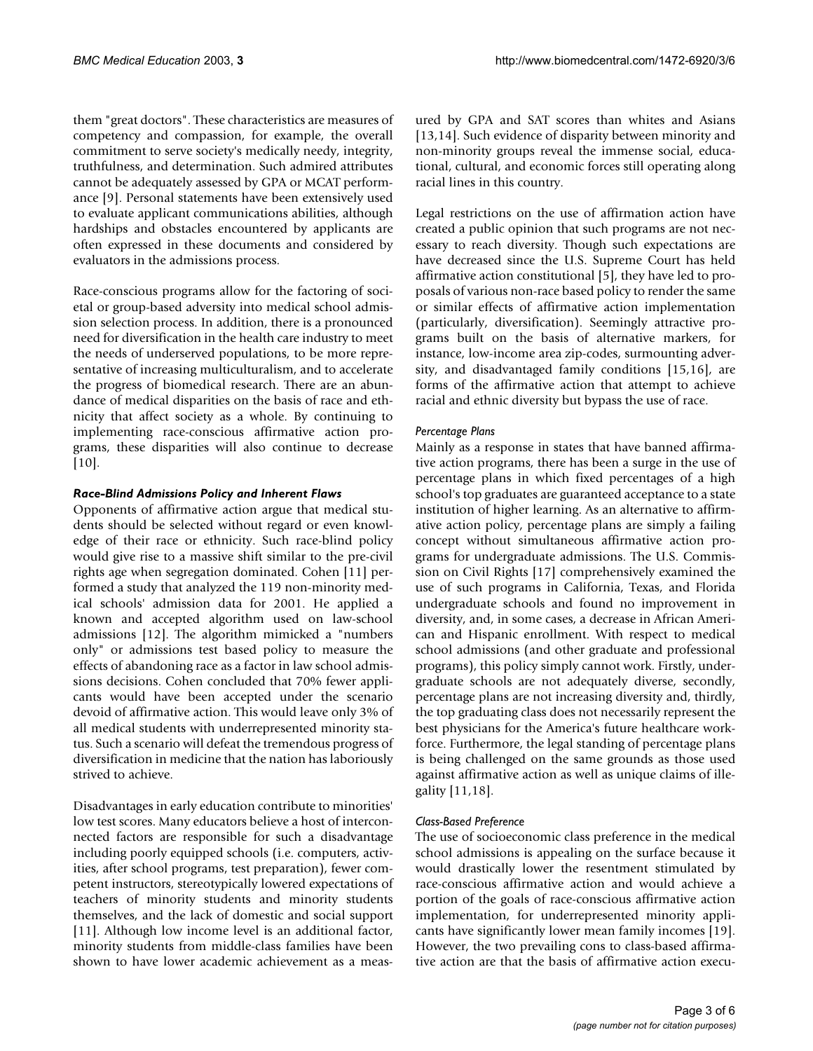them "great doctors". These characteristics are measures of competency and compassion, for example, the overall commitment to serve society's medically needy, integrity, truthfulness, and determination. Such admired attributes cannot be adequately assessed by GPA or MCAT performance [9]. Personal statements have been extensively used to evaluate applicant communications abilities, although hardships and obstacles encountered by applicants are often expressed in these documents and considered by evaluators in the admissions process.

Race-conscious programs allow for the factoring of societal or group-based adversity into medical school admission selection process. In addition, there is a pronounced need for diversification in the health care industry to meet the needs of underserved populations, to be more representative of increasing multiculturalism, and to accelerate the progress of biomedical research. There are an abundance of medical disparities on the basis of race and ethnicity that affect society as a whole. By continuing to implementing race-conscious affirmative action programs, these disparities will also continue to decrease [10].

### *Race-Blind Admissions Policy and Inherent Flaws*

Opponents of affirmative action argue that medical students should be selected without regard or even knowledge of their race or ethnicity. Such race-blind policy would give rise to a massive shift similar to the pre-civil rights age when segregation dominated. Cohen [11] performed a study that analyzed the 119 non-minority medical schools' admission data for 2001. He applied a known and accepted algorithm used on law-school admissions [12]. The algorithm mimicked a "numbers only" or admissions test based policy to measure the effects of abandoning race as a factor in law school admissions decisions. Cohen concluded that 70% fewer applicants would have been accepted under the scenario devoid of affirmative action. This would leave only 3% of all medical students with underrepresented minority status. Such a scenario will defeat the tremendous progress of diversification in medicine that the nation has laboriously strived to achieve.

Disadvantages in early education contribute to minorities' low test scores. Many educators believe a host of interconnected factors are responsible for such a disadvantage including poorly equipped schools (i.e. computers, activities, after school programs, test preparation), fewer competent instructors, stereotypically lowered expectations of teachers of minority students and minority students themselves, and the lack of domestic and social support [11]. Although low income level is an additional factor, minority students from middle-class families have been shown to have lower academic achievement as a measured by GPA and SAT scores than whites and Asians [13,14]. Such evidence of disparity between minority and non-minority groups reveal the immense social, educational, cultural, and economic forces still operating along racial lines in this country.

Legal restrictions on the use of affirmation action have created a public opinion that such programs are not necessary to reach diversity. Though such expectations are have decreased since the U.S. Supreme Court has held affirmative action constitutional [5], they have led to proposals of various non-race based policy to render the same or similar effects of affirmative action implementation (particularly, diversification). Seemingly attractive programs built on the basis of alternative markers, for instance, low-income area zip-codes, surmounting adversity, and disadvantaged family conditions [15,16], are forms of the affirmative action that attempt to achieve racial and ethnic diversity but bypass the use of race.

#### *Percentage Plans*

Mainly as a response in states that have banned affirmative action programs, there has been a surge in the use of percentage plans in which fixed percentages of a high school's top graduates are guaranteed acceptance to a state institution of higher learning. As an alternative to affirmative action policy, percentage plans are simply a failing concept without simultaneous affirmative action programs for undergraduate admissions. The U.S. Commission on Civil Rights [17] comprehensively examined the use of such programs in California, Texas, and Florida undergraduate schools and found no improvement in diversity, and, in some cases, a decrease in African American and Hispanic enrollment. With respect to medical school admissions (and other graduate and professional programs), this policy simply cannot work. Firstly, undergraduate schools are not adequately diverse, secondly, percentage plans are not increasing diversity and, thirdly, the top graduating class does not necessarily represent the best physicians for the America's future healthcare workforce. Furthermore, the legal standing of percentage plans is being challenged on the same grounds as those used against affirmative action as well as unique claims of illegality [11,18].

#### *Class-Based Preference*

The use of socioeconomic class preference in the medical school admissions is appealing on the surface because it would drastically lower the resentment stimulated by race-conscious affirmative action and would achieve a portion of the goals of race-conscious affirmative action implementation, for underrepresented minority applicants have significantly lower mean family incomes [19]. However, the two prevailing cons to class-based affirmative action are that the basis of affirmative action execu-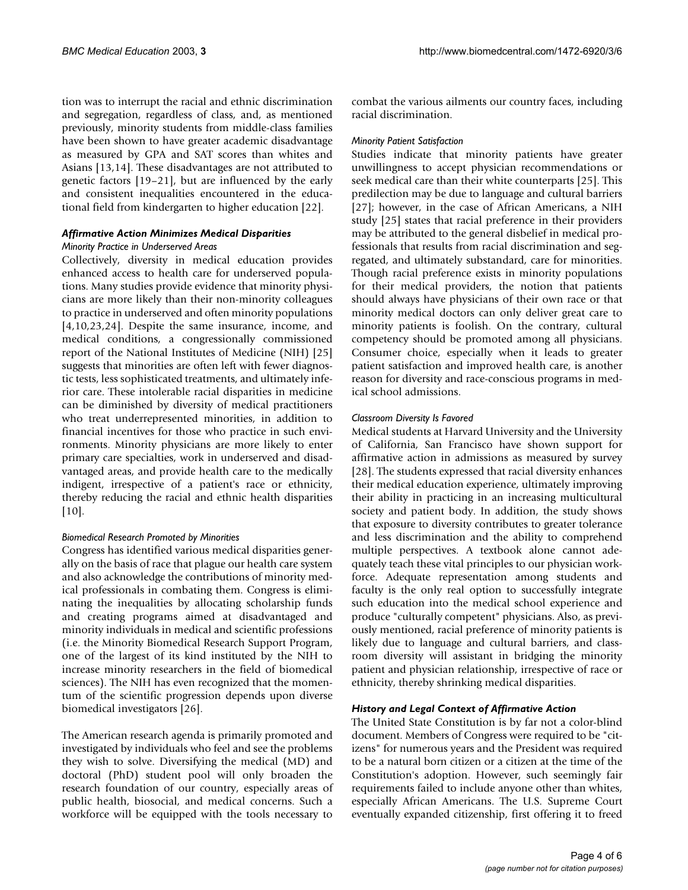tion was to interrupt the racial and ethnic discrimination and segregation, regardless of class, and, as mentioned previously, minority students from middle-class families have been shown to have greater academic disadvantage as measured by GPA and SAT scores than whites and Asians [13,14]. These disadvantages are not attributed to genetic factors [19–21], but are influenced by the early and consistent inequalities encountered in the educational field from kindergarten to higher education [22].

### *Affirmative Action Minimizes Medical Disparities*

#### *Minority Practice in Underserved Areas*

Collectively, diversity in medical education provides enhanced access to health care for underserved populations. Many studies provide evidence that minority physicians are more likely than their non-minority colleagues to practice in underserved and often minority populations [4,10,23,24]. Despite the same insurance, income, and medical conditions, a congressionally commissioned report of the National Institutes of Medicine (NIH) [25] suggests that minorities are often left with fewer diagnostic tests, less sophisticated treatments, and ultimately inferior care. These intolerable racial disparities in medicine can be diminished by diversity of medical practitioners who treat underrepresented minorities, in addition to financial incentives for those who practice in such environments. Minority physicians are more likely to enter primary care specialties, work in underserved and disadvantaged areas, and provide health care to the medically indigent, irrespective of a patient's race or ethnicity, thereby reducing the racial and ethnic health disparities [10].

#### *Biomedical Research Promoted by Minorities*

Congress has identified various medical disparities generally on the basis of race that plague our health care system and also acknowledge the contributions of minority medical professionals in combating them. Congress is eliminating the inequalities by allocating scholarship funds and creating programs aimed at disadvantaged and minority individuals in medical and scientific professions (i.e. the Minority Biomedical Research Support Program, one of the largest of its kind instituted by the NIH to increase minority researchers in the field of biomedical sciences). The NIH has even recognized that the momentum of the scientific progression depends upon diverse biomedical investigators [26].

The American research agenda is primarily promoted and investigated by individuals who feel and see the problems they wish to solve. Diversifying the medical (MD) and doctoral (PhD) student pool will only broaden the research foundation of our country, especially areas of public health, biosocial, and medical concerns. Such a workforce will be equipped with the tools necessary to combat the various ailments our country faces, including racial discrimination.

#### *Minority Patient Satisfaction*

Studies indicate that minority patients have greater unwillingness to accept physician recommendations or seek medical care than their white counterparts [25]. This predilection may be due to language and cultural barriers [27]; however, in the case of African Americans, a NIH study [25] states that racial preference in their providers may be attributed to the general disbelief in medical professionals that results from racial discrimination and segregated, and ultimately substandard, care for minorities. Though racial preference exists in minority populations for their medical providers, the notion that patients should always have physicians of their own race or that minority medical doctors can only deliver great care to minority patients is foolish. On the contrary, cultural competency should be promoted among all physicians. Consumer choice, especially when it leads to greater patient satisfaction and improved health care, is another reason for diversity and race-conscious programs in medical school admissions.

#### *Classroom Diversity Is Favored*

Medical students at Harvard University and the University of California, San Francisco have shown support for affirmative action in admissions as measured by survey [28]. The students expressed that racial diversity enhances their medical education experience, ultimately improving their ability in practicing in an increasing multicultural society and patient body. In addition, the study shows that exposure to diversity contributes to greater tolerance and less discrimination and the ability to comprehend multiple perspectives. A textbook alone cannot adequately teach these vital principles to our physician workforce. Adequate representation among students and faculty is the only real option to successfully integrate such education into the medical school experience and produce "culturally competent" physicians. Also, as previously mentioned, racial preference of minority patients is likely due to language and cultural barriers, and classroom diversity will assistant in bridging the minority patient and physician relationship, irrespective of race or ethnicity, thereby shrinking medical disparities.

### *History and Legal Context of Affirmative Action*

The United State Constitution is by far not a color-blind document. Members of Congress were required to be "citizens" for numerous years and the President was required to be a natural born citizen or a citizen at the time of the Constitution's adoption. However, such seemingly fair requirements failed to include anyone other than whites, especially African Americans. The U.S. Supreme Court eventually expanded citizenship, first offering it to freed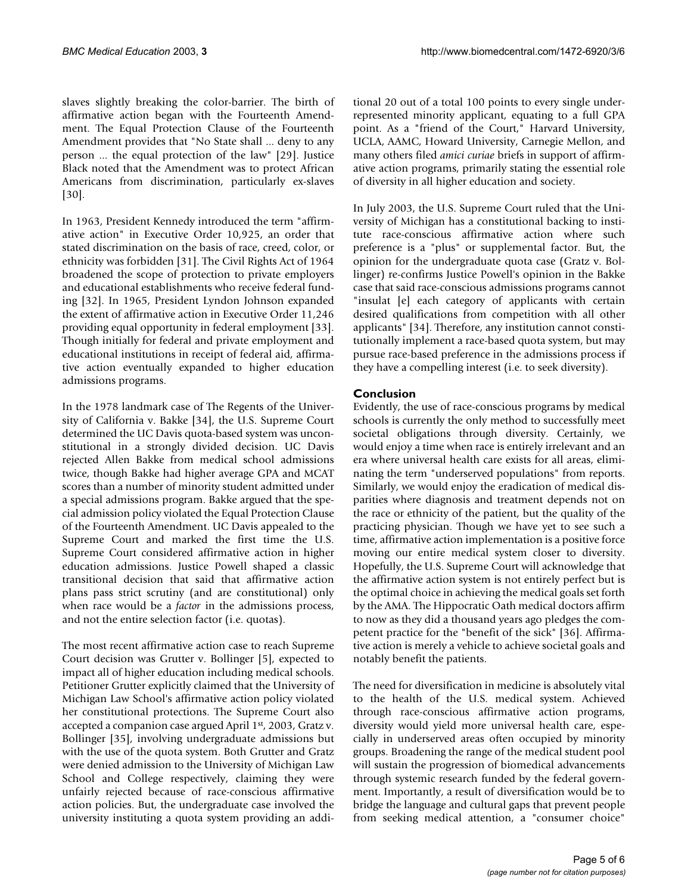slaves slightly breaking the color-barrier. The birth of affirmative action began with the Fourteenth Amendment. The Equal Protection Clause of the Fourteenth Amendment provides that "No State shall ... deny to any person ... the equal protection of the law" [29]. Justice Black noted that the Amendment was to protect African Americans from discrimination, particularly ex-slaves [30].

In 1963, President Kennedy introduced the term "affirmative action" in Executive Order 10,925, an order that stated discrimination on the basis of race, creed, color, or ethnicity was forbidden [31]. The Civil Rights Act of 1964 broadened the scope of protection to private employers and educational establishments who receive federal funding [32]. In 1965, President Lyndon Johnson expanded the extent of affirmative action in Executive Order 11,246 providing equal opportunity in federal employment [33]. Though initially for federal and private employment and educational institutions in receipt of federal aid, affirmative action eventually expanded to higher education admissions programs.

In the 1978 landmark case of The Regents of the University of California v. Bakke [34], the U.S. Supreme Court determined the UC Davis quota-based system was unconstitutional in a strongly divided decision. UC Davis rejected Allen Bakke from medical school admissions twice, though Bakke had higher average GPA and MCAT scores than a number of minority student admitted under a special admissions program. Bakke argued that the special admission policy violated the Equal Protection Clause of the Fourteenth Amendment. UC Davis appealed to the Supreme Court and marked the first time the U.S. Supreme Court considered affirmative action in higher education admissions. Justice Powell shaped a classic transitional decision that said that affirmative action plans pass strict scrutiny (and are constitutional) only when race would be a *factor* in the admissions process, and not the entire selection factor (i.e. quotas).

The most recent affirmative action case to reach Supreme Court decision was Grutter v. Bollinger [5], expected to impact all of higher education including medical schools. Petitioner Grutter explicitly claimed that the University of Michigan Law School's affirmative action policy violated her constitutional protections. The Supreme Court also accepted a companion case argued April 1st, 2003, Gratz v. Bollinger [35], involving undergraduate admissions but with the use of the quota system. Both Grutter and Gratz were denied admission to the University of Michigan Law School and College respectively, claiming they were unfairly rejected because of race-conscious affirmative action policies. But, the undergraduate case involved the university instituting a quota system providing an additional 20 out of a total 100 points to every single underrepresented minority applicant, equating to a full GPA point. As a "friend of the Court," Harvard University, UCLA, AAMC, Howard University, Carnegie Mellon, and many others filed *amici curiae* briefs in support of affirmative action programs, primarily stating the essential role of diversity in all higher education and society.

In July 2003, the U.S. Supreme Court ruled that the University of Michigan has a constitutional backing to institute race-conscious affirmative action where such preference is a "plus" or supplemental factor. But, the opinion for the undergraduate quota case (Gratz v. Bollinger) re-confirms Justice Powell's opinion in the Bakke case that said race-conscious admissions programs cannot "insulat [e] each category of applicants with certain desired qualifications from competition with all other applicants" [34]. Therefore, any institution cannot constitutionally implement a race-based quota system, but may pursue race-based preference in the admissions process if they have a compelling interest (i.e. to seek diversity).

## Conclusion

Evidently, the use of race-conscious programs by medical schools is currently the only method to successfully meet societal obligations through diversity. Certainly, we would enjoy a time when race is entirely irrelevant and an era where universal health care exists for all areas, eliminating the term "underserved populations" from reports. Similarly, we would enjoy the eradication of medical disparities where diagnosis and treatment depends not on the race or ethnicity of the patient, but the quality of the practicing physician. Though we have yet to see such a time, affirmative action implementation is a positive force moving our entire medical system closer to diversity. Hopefully, the U.S. Supreme Court will acknowledge that the affirmative action system is not entirely perfect but is the optimal choice in achieving the medical goals set forth by the AMA. The Hippocratic Oath medical doctors affirm to now as they did a thousand years ago pledges the competent practice for the "benefit of the sick" [36]. Affirmative action is merely a vehicle to achieve societal goals and notably benefit the patients.

The need for diversification in medicine is absolutely vital to the health of the U.S. medical system. Achieved through race-conscious affirmative action programs, diversity would yield more universal health care, especially in underserved areas often occupied by minority groups. Broadening the range of the medical student pool will sustain the progression of biomedical advancements through systemic research funded by the federal government. Importantly, a result of diversification would be to bridge the language and cultural gaps that prevent people from seeking medical attention, a "consumer choice"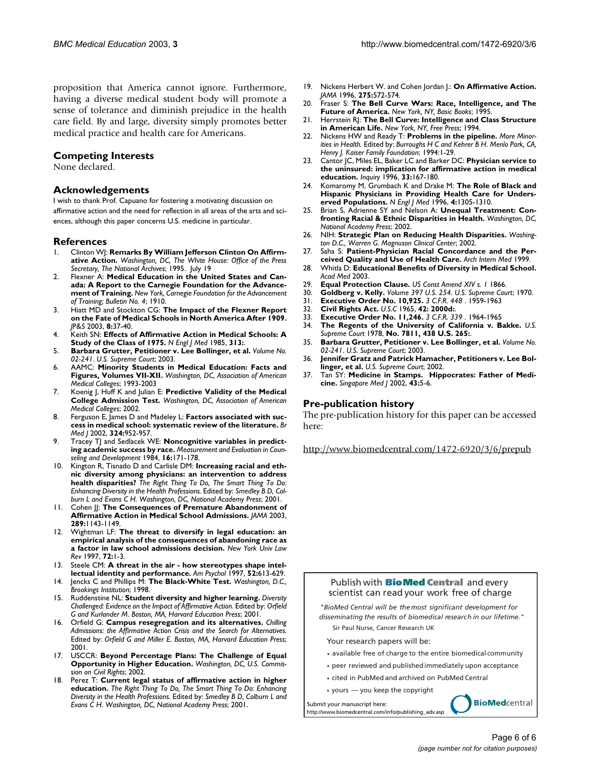proposition that America cannot ignore. Furthermore, having a diverse medical student body will promote a sense of tolerance and diminish prejudice in the health care field. By and large, diversity simply promotes better medical practice and health care for Americans.

## Competing Interests

None declared.

## Acknowledgements

I wish to thank Prof. Capuano for fostering a motivating discussion on affirmative action and the need for reflection in all areas of the arts and sciences, although this paper concerns U.S. medicine in particular.

## References

1. Clinton WJ: **Remarks By William Jefferson Clinton On Affirmative Action.** *Washington, DC, The White House: Office of the Press Secretary, The National Archives*; 1995. July 19
2. Flexner A: **Medical Education in the United States and Canada: A Report to the Carnegie Foundation for the Advancement of Training.** *New York, Carnegie Foundation for the Advancement of Training; Bulletin No. 4*; 1910.
3. Hiatt MD and Stockton CG: **The Impact of the Flexner Report on the Fate of Medical Schools in North America After 1909.** *JP&S* 2003, **8:**37-40.
4. Keith SN: **Effects of Affirmative Action in Medical Schools: A Study of the Class of 1975.** *N Engl J Med* 1985, **313:**.
5. **Barbara Grutter, Petitioner v. Lee Bollinger, et al.** *Volume No. 02-241. U.S. Supreme Court*; 2003.
6. AAMC: **Minority Students in Medical Education: Facts and Figures, Volumes VII-XII.** *Washington, DC, Association of American Medical Colleges*; 1993-2003
7. Koenig J, Huff K and Julian E: **Predictive Validity of the Medical College Admission Test.** *Washington, DC, Association of American Medical Colleges*; 2002.
8. Ferguson E, James D and Madeley L: **Factors associated with success in medical school: systematic review of the literature.** *Br Med J* 2002, **324:**952-957.
9. Tracey TJ and Sedlacek WE: **Noncognitive variables in predicting academic success by race.** *Measurement and Evaluation in Counseling and Development* 1984, **16:**171-178.
10. Kington R, Tisnado D and Carlisle DM: **Increasing racial and ethnic diversity among physicians: an intervention to address health disparities?** *The Right Thing To Do, The Smart Thing To Do: Enhancing Diversity in the Health Professions.* Edited by: *Smedley B D, Colburn L and Evans C H. Washington, DC, National Academy Press*; 2001.
11. Cohen JJ: **The Consequences of Premature Abandonment of Affirmative Action in Medical School Admissions.** *JAMA* 2003, **289:**1143-1149.
12. Wightman LF: **The threat to diversify in legal education: an empirical analysis of the consequences of abandoning race as a factor in law school admissions decision.** *New York Univ Law Rev* 1997, **72:**1-3.
13. Steele CM: **A threat in the air - how stereotypes shape intellectual identity and performance.** *Am Psychol* 1997, **52:**613-629.
14. Jencks C and Phillips M: **The Black-White Test.** *Washington, D.C., Brookings Institution*; 1998.
15. Ruddenstine NL: **Student diversity and higher learning.** *Diversity Challenged: Evidence on the Impact of Affirmative Action.* Edited by: *Orfield G and Kurlander M. Boston, MA, Harvard Education Press*; 2001.
16. Orfield G: **Campus resegregation and its alternatives.** *Chilling Admissions: the Affirmative Action Crisis and the Search for Alternatives.* Edited by: *Orfield G and Miller E. Boston, MA, Harvard Education Press*; 2001.
17. USCCR: **Beyond Percentage Plans: The Challenge of Equal Opportunity in Higher Education.** *Washington, DC, U.S. Commission on Civil Rights*; 2002.
18. Perez T: **Current legal status of affirmative action in higher education.** *The Right Thing To Do, The Smart Thing To Do: Enhancing Diversity in the Health Professions.* Edited by: *Smedley B D, Colburn L and Evans C H. Washington, DC, National Academy Press*; 2001.
19. Nickens Herbert W. and Cohen Jordan J.: **On Affirmative Action.** *JAMA* 1996, **275:**572-574.
20. Fraser S: **The Bell Curve Wars: Race, Intelligence, and The Future of America.** *New York, NY, Basic Books*; 1995.
21. Herrstein RJ: **The Bell Curve: Intelligence and Class Structure in American Life.** *New York, NY, Free Press*; 1994.
22. Nickens HW and Ready T: **Problems in the pipeline.** *More Minorities in Health.* Edited by: *Burroughs H C and Kehrer B H. Menlo Park, CA, Henry J. Kaiser Family Foundation*; 1994:1-29.
23. Cantor JC, Miles EL, Baker LC and Barker DC: **Physician service to the uninsured: implication for affirmative action in medical education.** *Inquiry* 1996, **33:**167-180.
24. Komaromy M, Grumbach K and Drake M: **The Role of Black and Hispanic Physicians in Providing Health Care for Underserved Populations.** *N Engl J Med* 1996, **4:**1305-1310.
25. Brian S, Adrienne SY and Nelson A: **Unequal Treatment: Confronting Racial & Ethnic Disparities in Health.** *Washington, DC, National Academy Press*; 2002.
26. NIH: **Strategic Plan on Reducing Health Disparities.** *Washington D.C., Warren G. Magnuson Clinical Center*; 2002.
27. Saha S: **Patient-Physician Racial Concordance and the Perceived Quality and Use of Health Care.** *Arch Intern Med* 1999.
28. Whitla D: **Educational Benefits of Diversity in Medical School.** *Acad Med* 2003.
29. **Equal Protection Clause.** *US Const Amend XIV s. 1* 1866.
30. **Goldberg v. Kelly.** *Volume 397 U.S. 254. U.S. Supreme Court*; 1970.
31. **Executive Order No. 10,925.** *3 C.F.R. 448* . 1959-1963
32. **Civil Rights Act.** *U.S.C* 1965, **42: 2000d:**.
33. **Executive Order No. 11,246.** *3 C.F.R. 339* . 1964-1965
34. **The Regents of the University of California v. Bakke.** *U.S. Supreme Court* 1978, **No. 7811, 438 U.S. 265:**.
35. **Barbara Grutter, Petitioner v. Lee Bollinger, et al.** *Volume No. 02-241. U.S. Supreme Court*; 2003.
36. **Jennifer Gratz and Patrick Hamacher, Petitioners v. Lee Bollinger, et al.** *U.S. Supreme Court*; 2002.
37. Tan SY: **Medicine in Stamps. Hippocrates: Father of Medicine.** *Singapore Med J* 2002, **43:**5-6.

## Pre-publication history

The pre-publication history for this paper can be accessed here:

http://www.biomedcentral.com/1472-6920/3/6/prepub

Publish with **BioMed Central** and every scientist can read your work free of charge

*"BioMed Central will be the most significant development for disseminating the results of biomedical research in our lifetime."*
Sir Paul Nurse, Cancer Research UK

Your research papers will be:

- available free of charge to the entire biomedical community
- peer reviewed and published immediately upon acceptance
- cited in PubMed and archived on PubMed Central
- yours — you keep the copyright

Submit your manuscript here:
http://www.biomedcentral.com/info/publishing_adv.asp

BioMedcentral